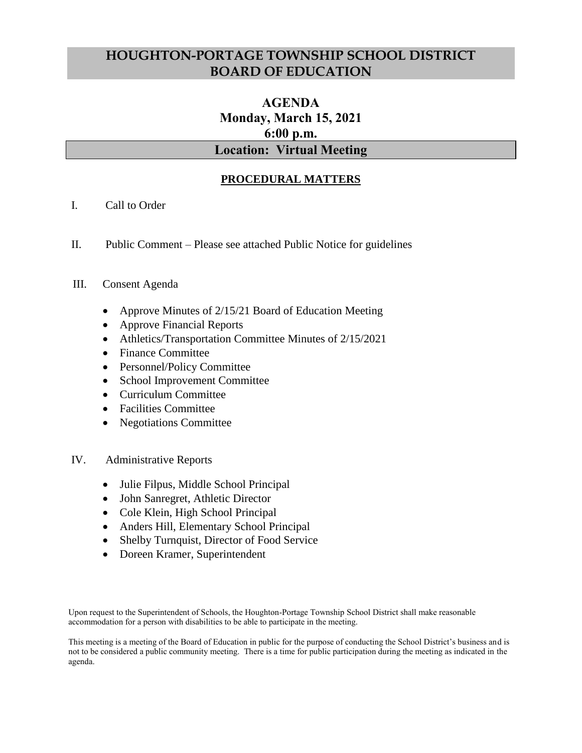# HOUGHTON-PORTAGE TOWNSHIP SCHOOL DISTRICT BOARD OF EDUCATION

## AGENDA
## Monday, March 15, 2021
## 6:00 p.m.
## Location: Virtual Meeting

### PROCEDURAL MATTERS

I. Call to Order

II. Public Comment – Please see attached Public Notice for guidelines

III. Consent Agenda

- Approve Minutes of 2/15/21 Board of Education Meeting
- Approve Financial Reports
- Athletics/Transportation Committee Minutes of 2/15/2021
- Finance Committee
- Personnel/Policy Committee
- School Improvement Committee
- Curriculum Committee
- Facilities Committee
- Negotiations Committee

IV. Administrative Reports

- Julie Filpus, Middle School Principal
- John Sanregret, Athletic Director
- Cole Klein, High School Principal
- Anders Hill, Elementary School Principal
- Shelby Turnquist, Director of Food Service
- Doreen Kramer, Superintendent

Upon request to the Superintendent of Schools, the Houghton-Portage Township School District shall make reasonable accommodation for a person with disabilities to be able to participate in the meeting.

This meeting is a meeting of the Board of Education in public for the purpose of conducting the School District's business and is not to be considered a public community meeting. There is a time for public participation during the meeting as indicated in the agenda.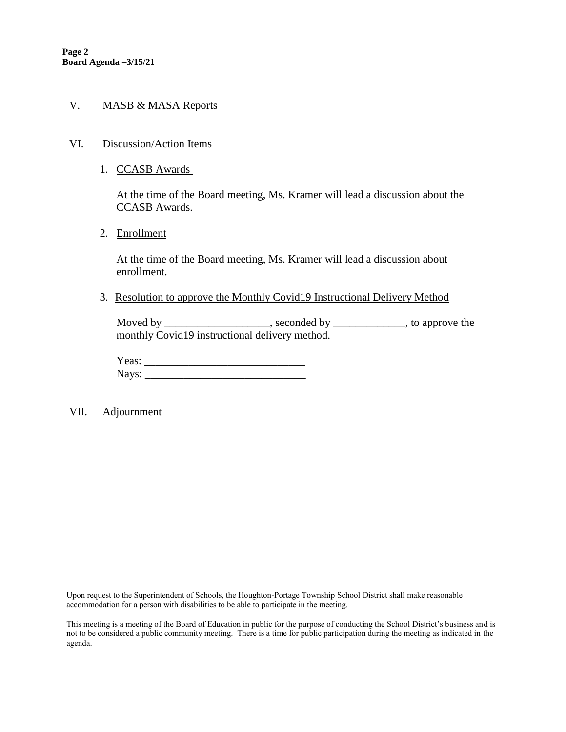V. MASB & MASA Reports

VI. Discussion/Action Items

1. <u>CCASB Awards</u>

   At the time of the Board meeting, Ms. Kramer will lead a discussion about the CCASB Awards.

2. <u>Enrollment</u>

   At the time of the Board meeting, Ms. Kramer will lead a discussion about enrollment.

3. <u>Resolution to approve the Monthly Covid19 Instructional Delivery Method</u>

   Moved by ___________________, seconded by _____________, to approve the monthly Covid19 instructional delivery method.

   Yeas: _____________________________
   Nays: _____________________________

VII. Adjournment

Upon request to the Superintendent of Schools, the Houghton-Portage Township School District shall make reasonable accommodation for a person with disabilities to be able to participate in the meeting.

This meeting is a meeting of the Board of Education in public for the purpose of conducting the School District's business and is not to be considered a public community meeting. There is a time for public participation during the meeting as indicated in the agenda.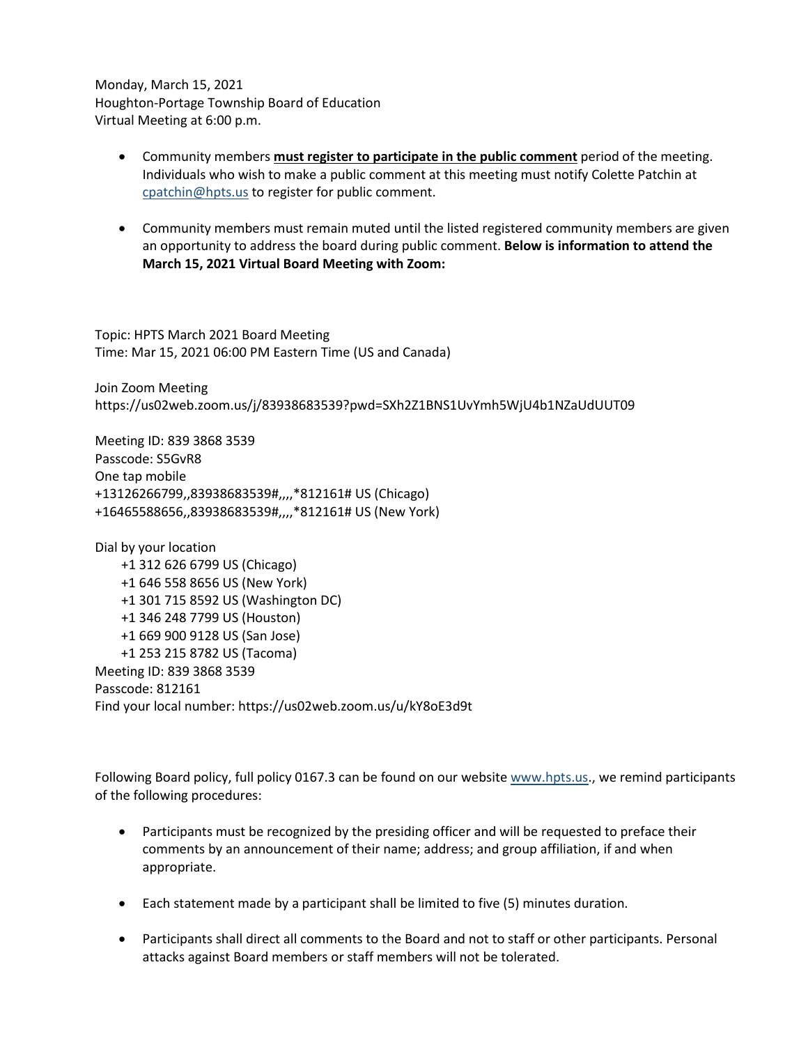Monday, March 15, 2021
Houghton-Portage Township Board of Education
Virtual Meeting at 6:00 p.m.

- Community members **must register to participate in the public comment** period of the meeting. Individuals who wish to make a public comment at this meeting must notify Colette Patchin at cpatchin@hpts.us to register for public comment.
- Community members must remain muted until the listed registered community members are given an opportunity to address the board during public comment. **Below is information to attend the March 15, 2021 Virtual Board Meeting with Zoom:**

Topic: HPTS March 2021 Board Meeting
Time: Mar 15, 2021 06:00 PM Eastern Time (US and Canada)

Join Zoom Meeting
https://us02web.zoom.us/j/83938683539?pwd=SXh2Z1BNS1UvYmh5WjU4b1NZaUdUUT09

Meeting ID: 839 3868 3539
Passcode: S5GvR8
One tap mobile
+13126266799,,83938683539#,,,,*812161# US (Chicago)
+16465588656,,83938683539#,,,,*812161# US (New York)

Dial by your location
+1 312 626 6799 US (Chicago)
+1 646 558 8656 US (New York)
+1 301 715 8592 US (Washington DC)
+1 346 248 7799 US (Houston)
+1 669 900 9128 US (San Jose)
+1 253 215 8782 US (Tacoma)
Meeting ID: 839 3868 3539
Passcode: 812161
Find your local number: https://us02web.zoom.us/u/kY8oE3d9t

Following Board policy, full policy 0167.3 can be found on our website www.hpts.us., we remind participants of the following procedures:

- Participants must be recognized by the presiding officer and will be requested to preface their comments by an announcement of their name; address; and group affiliation, if and when appropriate.
- Each statement made by a participant shall be limited to five (5) minutes duration.
- Participants shall direct all comments to the Board and not to staff or other participants. Personal attacks against Board members or staff members will not be tolerated.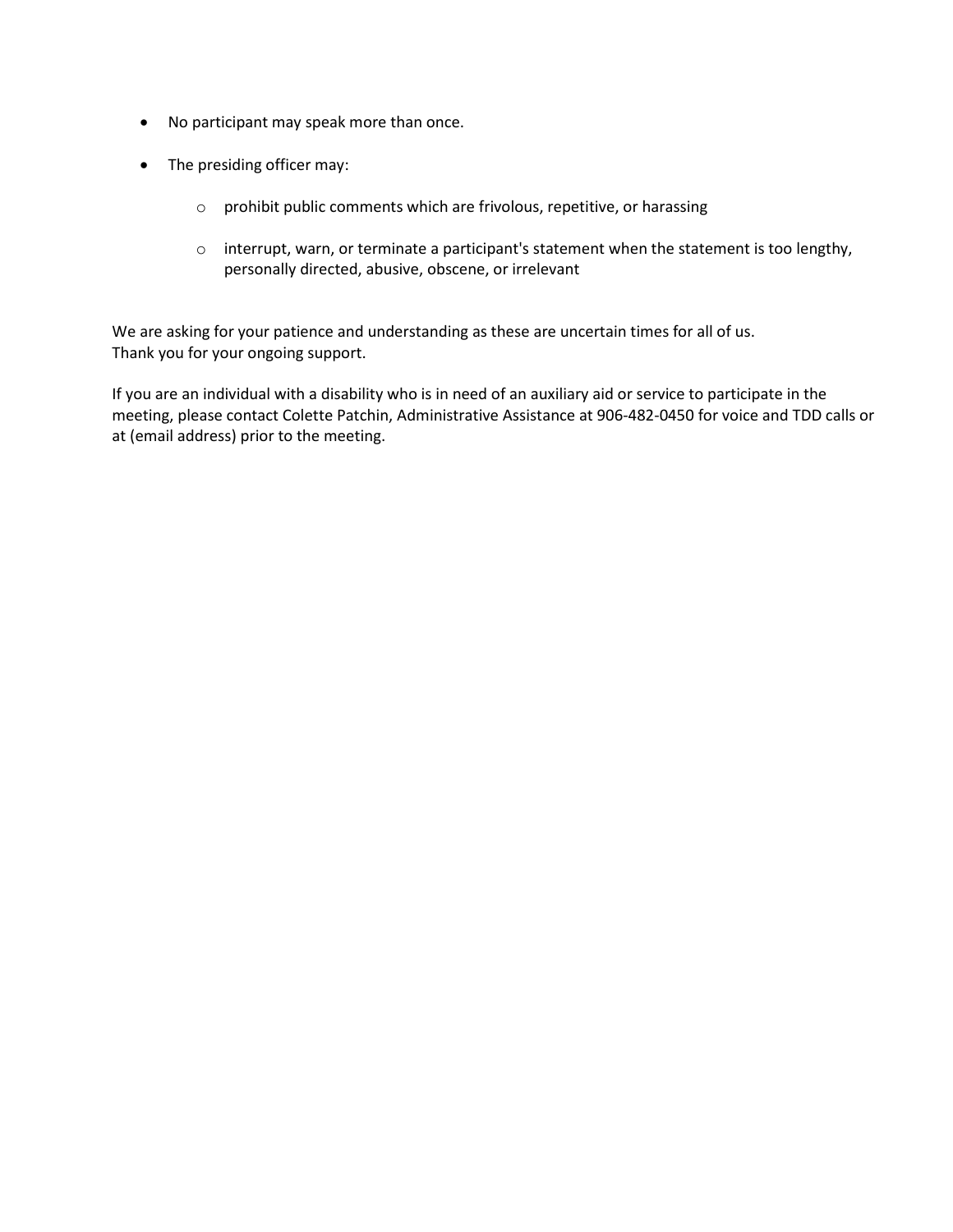- No participant may speak more than once.
- The presiding officer may:
  - prohibit public comments which are frivolous, repetitive, or harassing
  - interrupt, warn, or terminate a participant's statement when the statement is too lengthy, personally directed, abusive, obscene, or irrelevant

We are asking for your patience and understanding as these are uncertain times for all of us.
Thank you for your ongoing support.

If you are an individual with a disability who is in need of an auxiliary aid or service to participate in the meeting, please contact Colette Patchin, Administrative Assistance at 906-482-0450 for voice and TDD calls or at (email address) prior to the meeting.